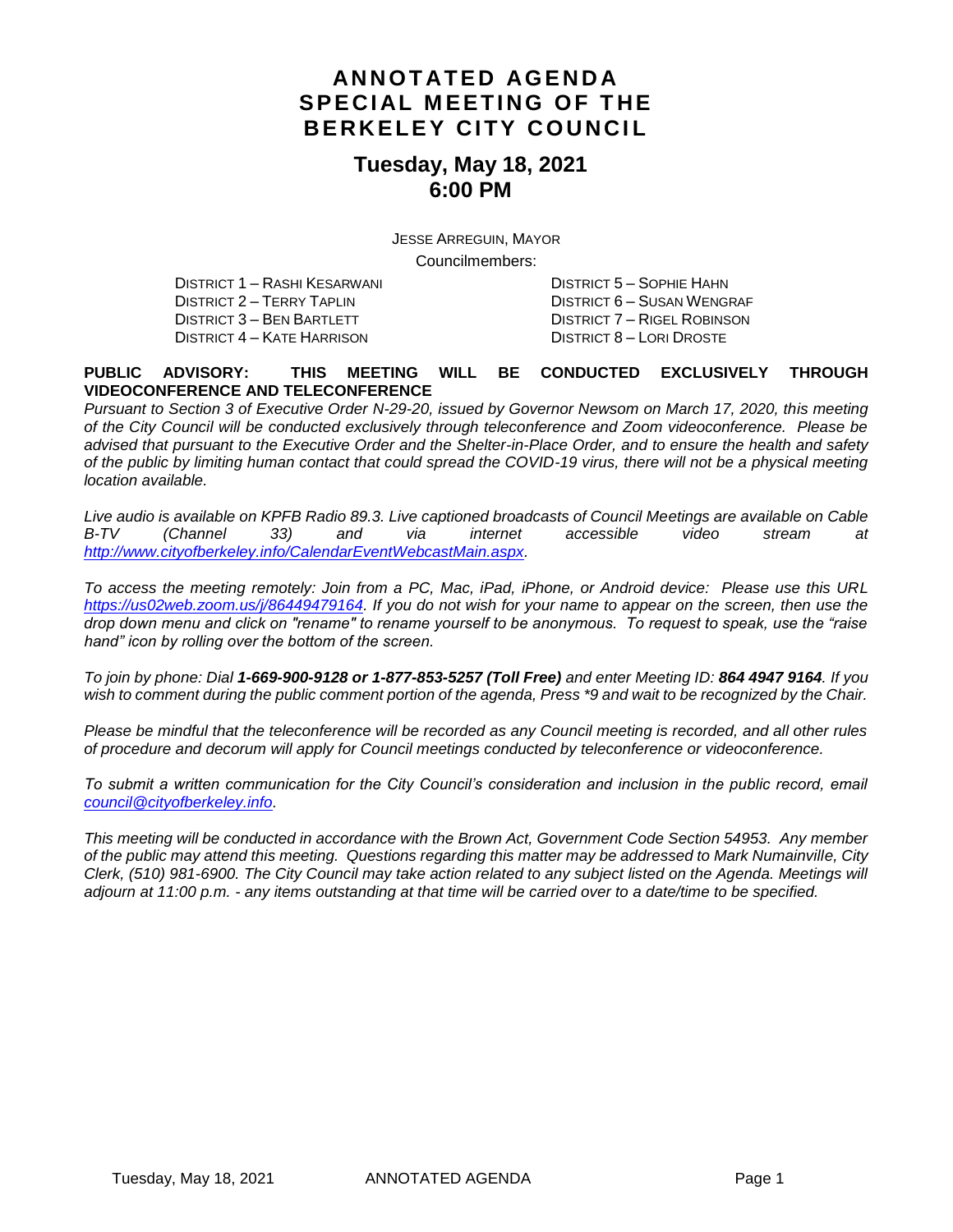# ANNOTATED AGENDA
# SPECIAL MEETING OF THE BERKELEY CITY COUNCIL

## Tuesday, May 18, 2021
## 6:00 PM

JESSE ARREGUIN, MAYOR

Councilmembers:

DISTRICT 1 – RASHI KESARWANI
DISTRICT 2 – TERRY TAPLIN
DISTRICT 3 – BEN BARTLETT
DISTRICT 4 – KATE HARRISON
DISTRICT 5 – SOPHIE HAHN
DISTRICT 6 – SUSAN WENGRAF
DISTRICT 7 – RIGEL ROBINSON
DISTRICT 8 – LORI DROSTE

**PUBLIC ADVISORY: THIS MEETING WILL BE CONDUCTED EXCLUSIVELY THROUGH VIDEOCONFERENCE AND TELECONFERENCE**

*Pursuant to Section 3 of Executive Order N-29-20, issued by Governor Newsom on March 17, 2020, this meeting of the City Council will be conducted exclusively through teleconference and Zoom videoconference. Please be advised that pursuant to the Executive Order and the Shelter-in-Place Order, and to ensure the health and safety of the public by limiting human contact that could spread the COVID-19 virus, there will not be a physical meeting location available.*

*Live audio is available on KPFB Radio 89.3. Live captioned broadcasts of Council Meetings are available on Cable B-TV (Channel 33) and via internet accessible video stream at http://www.cityofberkeley.info/CalendarEventWebcastMain.aspx.*

*To access the meeting remotely: Join from a PC, Mac, iPad, iPhone, or Android device: Please use this URL https://us02web.zoom.us/j/86449479164. If you do not wish for your name to appear on the screen, then use the drop down menu and click on "rename" to rename yourself to be anonymous. To request to speak, use the "raise hand" icon by rolling over the bottom of the screen.*

*To join by phone: Dial **1-669-900-9128 or 1-877-853-5257 (Toll Free)** and enter Meeting ID: **864 4947 9164**. If you wish to comment during the public comment portion of the agenda, Press *9 and wait to be recognized by the Chair.*

*Please be mindful that the teleconference will be recorded as any Council meeting is recorded, and all other rules of procedure and decorum will apply for Council meetings conducted by teleconference or videoconference.*

*To submit a written communication for the City Council's consideration and inclusion in the public record, email council@cityofberkeley.info.*

*This meeting will be conducted in accordance with the Brown Act, Government Code Section 54953. Any member of the public may attend this meeting. Questions regarding this matter may be addressed to Mark Numainville, City Clerk, (510) 981-6900. The City Council may take action related to any subject listed on the Agenda. Meetings will adjourn at 11:00 p.m. - any items outstanding at that time will be carried over to a date/time to be specified.*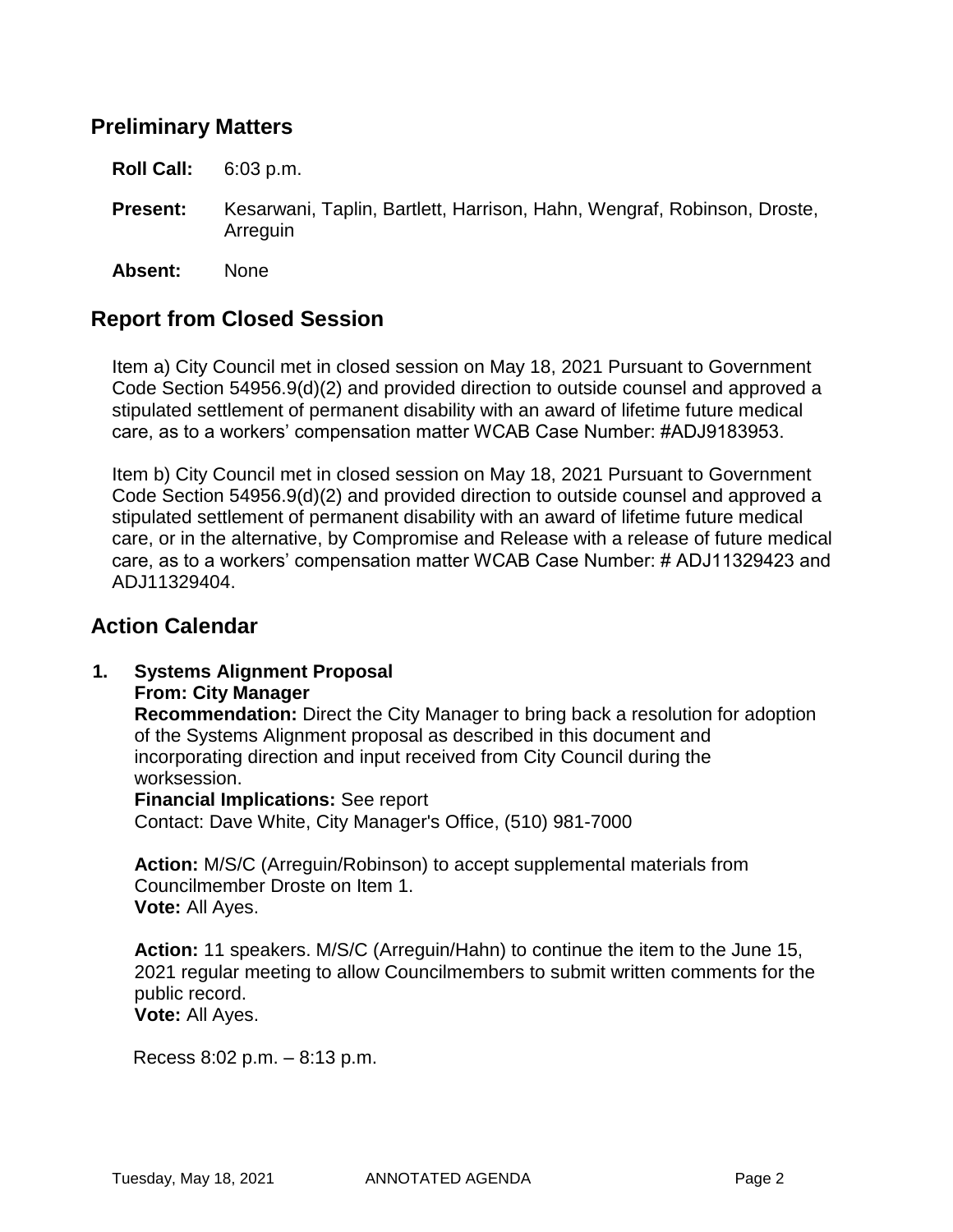## Preliminary Matters

**Roll Call:** 6:03 p.m.

**Present:** Kesarwani, Taplin, Bartlett, Harrison, Hahn, Wengraf, Robinson, Droste, Arreguin

**Absent:** None

## Report from Closed Session

Item a) City Council met in closed session on May 18, 2021 Pursuant to Government Code Section 54956.9(d)(2) and provided direction to outside counsel and approved a stipulated settlement of permanent disability with an award of lifetime future medical care, as to a workers' compensation matter WCAB Case Number: #ADJ9183953.

Item b) City Council met in closed session on May 18, 2021 Pursuant to Government Code Section 54956.9(d)(2) and provided direction to outside counsel and approved a stipulated settlement of permanent disability with an award of lifetime future medical care, or in the alternative, by Compromise and Release with a release of future medical care, as to a workers' compensation matter WCAB Case Number: # ADJ11329423 and ADJ11329404.

## Action Calendar

**1. Systems Alignment Proposal**
**From: City Manager**
**Recommendation:** Direct the City Manager to bring back a resolution for adoption of the Systems Alignment proposal as described in this document and incorporating direction and input received from City Council during the worksession.
**Financial Implications:** See report
Contact: Dave White, City Manager's Office, (510) 981-7000

**Action:** M/S/C (Arreguin/Robinson) to accept supplemental materials from Councilmember Droste on Item 1.
**Vote:** All Ayes.

**Action:** 11 speakers. M/S/C (Arreguin/Hahn) to continue the item to the June 15, 2021 regular meeting to allow Councilmembers to submit written comments for the public record.
**Vote:** All Ayes.

Recess 8:02 p.m. – 8:13 p.m.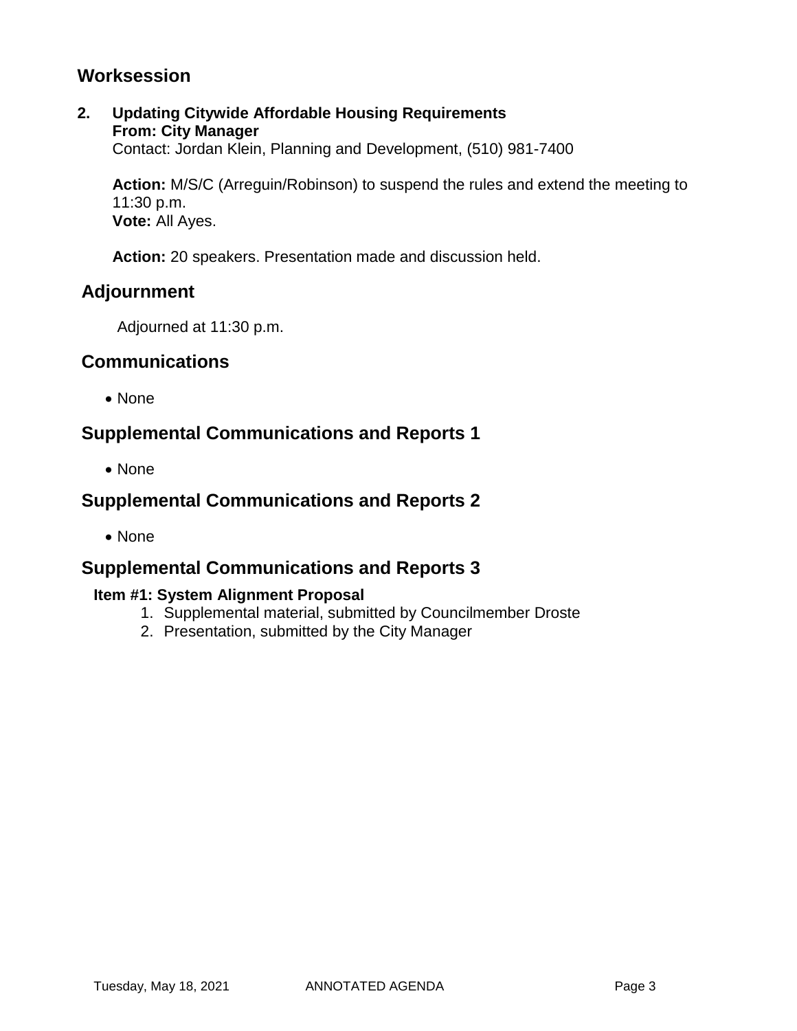## Worksession

**2. Updating Citywide Affordable Housing Requirements**
**From: City Manager**
Contact: Jordan Klein, Planning and Development, (510) 981-7400

**Action:** M/S/C (Arreguin/Robinson) to suspend the rules and extend the meeting to 11:30 p.m.
**Vote:** All Ayes.

**Action:** 20 speakers. Presentation made and discussion held.

## Adjournment

Adjourned at 11:30 p.m.

## Communications

- None

## Supplemental Communications and Reports 1

- None

## Supplemental Communications and Reports 2

- None

## Supplemental Communications and Reports 3

**Item #1: System Alignment Proposal**

1. Supplemental material, submitted by Councilmember Droste
2. Presentation, submitted by the City Manager